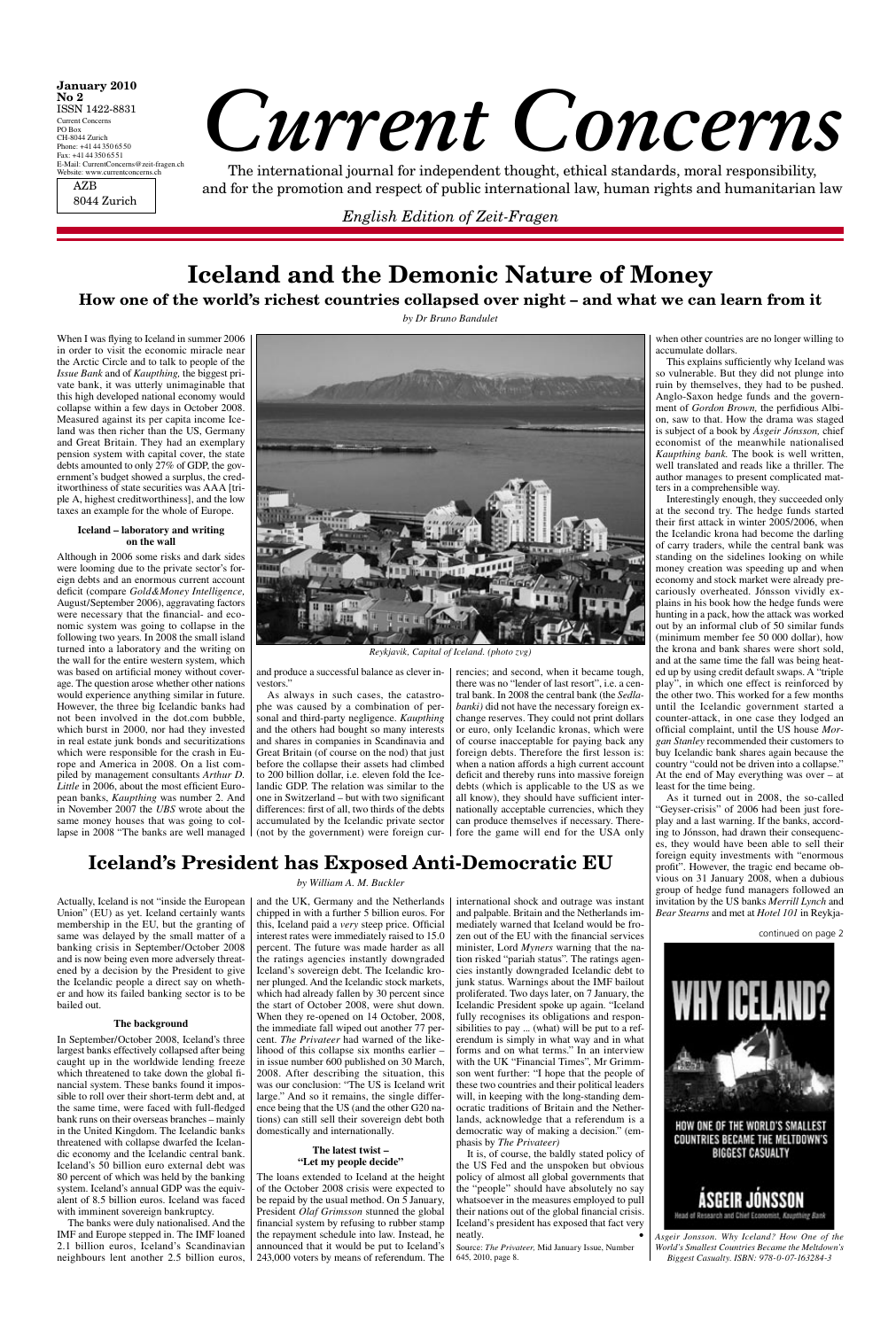January 2010
No 2
ISSN 1422-8831
Current Concerns
PO Box
CH-8044 Zurich
Phone: +41 44 350 65 50
Fax: +41 44 350 65 51
E-Mail: CurrentConcerns@zeit-fragen.ch
Website: www.currentconcerns.ch

AZB
8044 Zurich

# Current Concerns

The international journal for independent thought, ethical standards, moral responsibility, and for the promotion and respect of public international law, human rights and humanitarian law

*English Edition of Zeit-Fragen*

## Iceland and the Demonic Nature of Money

### How one of the world's richest countries collapsed over night – and what we can learn from it

*by Dr Bruno Bandulet*

When I was flying to Iceland in summer 2006 in order to visit the economic miracle near the Arctic Circle and to talk to people of the *Issue Bank* and of *Kaupthing,* the biggest private bank, it was utterly unimaginable that this high developed national economy would collapse within a few days in October 2008. Measured against its per capita income Iceland was then richer than the US, Germany and Great Britain. They had an exemplary pension system with capital cover, the state debts amounted to only 27% of GDP, the government's budget showed a surplus, the creditworthiness of state securities was AAA [triple A, highest creditworthiness], and the low taxes an example for the whole of Europe.

**Iceland – laboratory and writing on the wall**

Although in 2006 some risks and dark sides were looming due to the private sector's foreign debts and an enormous current account deficit (compare *Gold&Money Intelligence*, August/September 2006), aggravating factors were necessary that the financial- and economic system was going to collapse in the following two years. In 2008 the small island turned into a laboratory and the writing on the wall for the entire western system, which was based on artificial money without coverage. The question arose whether other nations would experience anything similar in future. However, the three big Icelandic banks had not been involved in the dot.com bubble, which burst in 2000, nor had they invested in real estate junk bonds and securitizations which were responsible for the crash in Europe and America in 2008. On a list compiled by management consultants *Arthur D. Little* in 2006, about the most efficient European banks, *Kaupthing* was number 2. And in November 2007 the *UBS* wrote about the same money houses that was going to collapse in 2008 "The banks are well managed and produce a successful balance as clever investors."

*Reykjavik, Capital of Iceland. (photo zvg)*

As always in such cases, the catastrophe was caused by a combination of personal and third-party negligence. *Kaupthing* and the others had bought so many interests and shares in companies in Scandinavia and Great Britain (of course on the nod) that just before the collapse their assets had climbed to 200 billion dollar, i.e. eleven fold the Icelandic GDP. The relation was similar to the one in Switzerland – but with two significant differences: first of all, two thirds of the debts accumulated by the Icelandic private sector (not by the government) were foreign currencies; and second, when it became tough, there was no "lender of last resort", i.e. a central bank. In 2008 the central bank (the *Sedlabanki)* did not have the necessary foreign exchange reserves. They could not print dollars or euro, only Icelandic kronas, which were of course inacceptable for paying back any foreign debts. Therefore the first lesson is: when a nation affords a high current account deficit and thereby runs into massive foreign debts (which is applicable to the US as we all know), they should have sufficient internationally acceptable currencies, which they can produce themselves if necessary. Therefore the game will end for the USA only when other countries are no longer willing to accumulate dollars.

This explains sufficiently why Iceland was so vulnerable. But they did not plunge into ruin by themselves, they had to be pushed. Anglo-Saxon hedge funds and the government of *Gordon Brown,* the perfidious Albion, saw to that. How the drama was staged is subject of a book by *Ásgeir Jónsson,* chief economist of the meanwhile nationalised *Kaupthing bank.* The book is well written, well translated and reads like a thriller. The author manages to present complicated matters in a comprehensible way.

Interestingly enough, they succeeded only at the second try. The hedge funds started their first attack in winter 2005/2006, when the Icelandic krona had become the darling of carry traders, while the central bank was standing on the sidelines looking on while money creation was speeding up and when economy and stock market were already precariously overheated. Jónsson vividly explains in his book how the hedge funds were hunting in a pack, how the attack was worked out by an informal club of 50 similar funds (minimum member fee 50 000 dollar), how the krona and bank shares were short sold, and at the same time the fall was being heated up by using credit default swaps. A "triple play", in which one effect is reinforced by the other two. This worked for a few months until the Icelandic government started a counter-attack, in one case they lodged an official complaint, until the US house *Morgan Stanley* recommended their customers to buy Icelandic bank shares again because the country "could not be driven into a collapse." At the end of May everything was over – at least for the time being.

As it turned out in 2008, the so-called "Geyser-crisis" of 2006 had been just foreplay and a last warning. If the banks, according to Jónsson, had drawn their consequences, they would have been able to sell their foreign equity investments with "enormous profit". However, the tragic end became obvious on 31 January 2008, when a dubious group of hedge fund managers followed an invitation by the US banks *Merrill Lynch* and *Bear Stearns* and met at *Hotel 101* in Reykja-

continued on page 2

WHY ICELAND? HOW ONE OF THE WORLD'S SMALLEST COUNTRIES BECAME THE MELTDOWN'S BIGGEST CASUALTY
ÁSGEIR JÓNSSON
Head of Research and Chief Economist, Kaupthing Bank

*Asgeir Jonsson. Why Iceland? How One of the World's Smallest Countries Became the Meltdown's Biggest Casualty. ISBN: 978-0-07-163284-3*

## Iceland's President has Exposed Anti-Democratic EU

*by William A. M. Buckler*

Actually, Iceland is not "inside the European Union" (EU) as yet. Iceland certainly wants membership in the EU, but the granting of same was delayed by the small matter of a banking crisis in September/October 2008 and is now being even more adversely threatened by a decision by the President to give the Icelandic people a direct say on whether and how its failed banking sector is to be bailed out.

**The background**

In September/October 2008, Iceland's three largest banks effectively collapsed after being caught up in the worldwide lending freeze which threatened to take down the global financial system. These banks found it impossible to roll over their short-term debt and, at the same time, were faced with full-fledged bank runs on their overseas branches – mainly in the United Kingdom. The Icelandic banks threatened with collapse dwarfed the Icelandic economy and the Icelandic central bank. Iceland's 50 billion euro external debt was 80 percent of which was held by the banking system. Iceland's annual GDP was the equivalent of 8.5 billion euros. Iceland was faced with imminent sovereign bankruptcy.

The banks were duly nationalised. And the IMF and Europe stepped in. The IMF loaned 2.1 billion euros, Iceland's Scandinavian neighbours lent another 2.5 billion euros, and the UK, Germany and the Netherlands chipped in with a further 5 billion euros. For this, Iceland paid a *very* steep price. Official interest rates were immediately raised to 15.0 percent. The future was made harder as all the ratings agencies instantly downgraded Iceland's sovereign debt. The Icelandic kroner plunged. And the Icelandic stock markets, which had already fallen by 30 percent since the start of October 2008, were shut down. When they re-opened on 14 October, 2008, the immediate fall wiped out another 77 percent. *The Privateer* had warned of the likelihood of this collapse six months earlier – in issue number 600 published on 30 March, 2008. After describing the situation, this was our conclusion: "The US is Iceland writ large." And so it remains, the single difference being that the US (and the other G20 nations) can still sell their sovereign debt both domestically and internationally.

**The latest twist – "Let my people decide"**

The loans extended to Iceland at the height of the October 2008 crisis were expected to be repaid by the usual method. On 5 January, President *Olaf Grimsson* stunned the global financial system by refusing to rubber stamp the repayment schedule into law. Instead, he announced that it would be put to Iceland's 243,000 voters by means of referendum. The international shock and outrage was instant and palpable. Britain and the Netherlands immediately warned that Iceland would be frozen out of the EU with the financial services minister, Lord *Myners* warning that the nation risked "pariah status". The ratings agencies instantly downgraded Icelandic debt to junk status. Warnings about the IMF bailout proliferated. Two days later, on 7 January, the Icelandic President spoke up again. "Iceland fully recognises its obligations and responsibilities to pay ... (what) will be put to a referendum is simply in what way and in what forms and on what terms." In an interview with the UK "Financial Times", Mr Grimmson went further: "I hope that the people of these two countries and their political leaders will, in keeping with the long-standing democratic traditions of Britain and the Netherlands, acknowledge that a referendum is a democratic way of making a decision." (emphasis by *The Privateer)*

It is, of course, the baldly stated policy of the US Fed and the unspoken but obvious policy of almost all global governments that the "people" should have absolutely no say whatsoever in the measures employed to pull their nations out of the global financial crisis. Iceland's president has exposed that fact very neatly. •

Source: *The Privateer,* Mid January Issue, Number 645, 2010, page 8.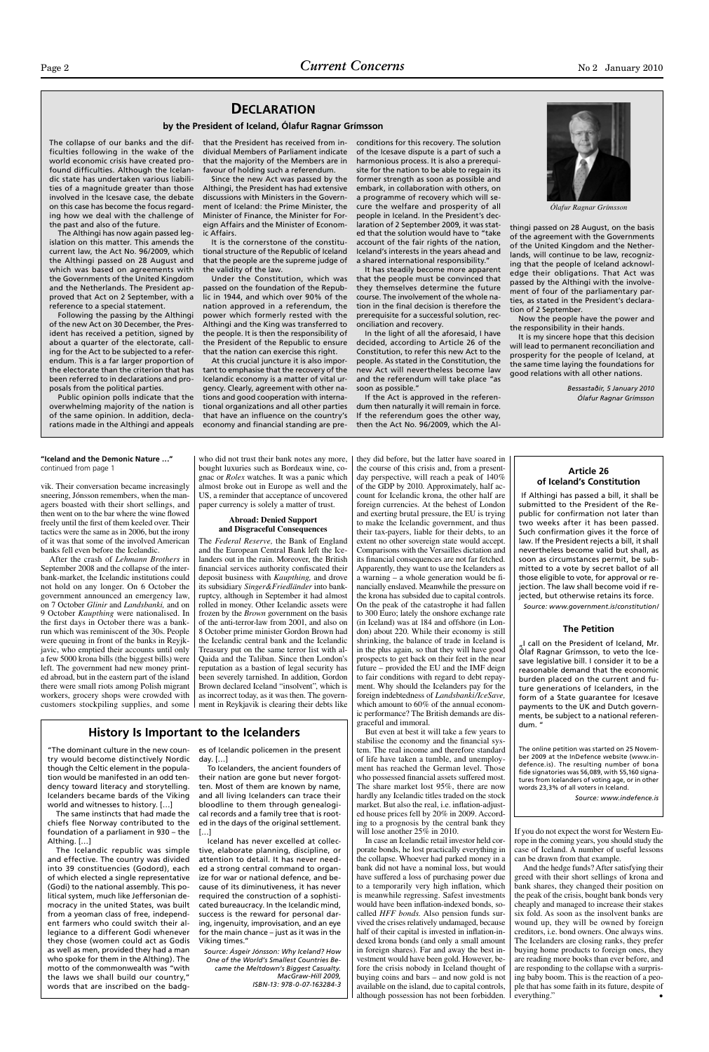# Declaration

### by the President of Iceland, Ólafur Ragnar Grímsson

The collapse of our banks and the difficulties following in the wake of the world economic crisis have created profound difficulties. Although the Icelandic state has undertaken various liabilities of a magnitude greater than those involved in the Icesave case, the debate on this case has become the focus regarding how we deal with the challenge of the past and also of the future.

The Althingi has now again passed legislation on this matter. This amends the current law, the Act No. 96/2009, which the Althingi passed on 28 August and which was based on agreements with the Governments of the United Kingdom and the Netherlands. The President approved that Act on 2 September, with a reference to a special statement.

Following the passing by the Althingi of the new Act on 30 December, the President has received a petition, signed by about a quarter of the electorate, calling for the Act to be subjected to a referendum. This is a far larger proportion of the electorate than the criterion that has been referred to in declarations and proposals from the political parties.

Public opinion polls indicate that the overwhelming majority of the nation is of the same opinion. In addition, declarations made in the Althingi and appeals that the President has received from individual Members of Parliament indicate that the majority of the Members are in favour of holding such a referendum.

Since the new Act was passed by the Althingi, the President has had extensive discussions with Ministers in the Government of Iceland: the Prime Minister, the Minister of Finance, the Minister for Foreign Affairs and the Minister of Economic Affairs.

It is the cornerstone of the constitutional structure of the Republic of Iceland that the people are the supreme judge of the validity of the law.

Under the Constitution, which was passed on the foundation of the Republic in 1944, and which over 90% of the nation approved in a referendum, the power which formerly rested with the Althingi and the King was transferred to the people. It is then the responsibility of the President of the Republic to ensure that the nation can exercise this right.

At this crucial juncture it is also important to emphasise that the recovery of the Icelandic economy is a matter of vital urgency. Clearly, agreement with other nations and good cooperation with international organizations and all other parties that have an influence on the country's economy and financial standing are preconditions for this recovery. The solution of the Icesave dispute is a part of such a harmonious process. It is also a prerequisite for the nation to be able to regain its former strength as soon as possible and embark, in collaboration with others, on a programme of recovery which will secure the welfare and prosperity of all people in Iceland. In the President's declaration of 2 September 2009, it was stated that the solution would have to "take account of the fair rights of the nation, Iceland's interests in the years ahead and a shared international responsibility."

It has steadily become more apparent that the people must be convinced that they themselves determine the future course. The involvement of the whole nation in the final decision is therefore the prerequisite for a successful solution, reconciliation and recovery.

In the light of all the aforesaid, I have decided, according to Article 26 of the Constitution, to refer this new Act to the people. As stated in the Constitution, the new Act will nevertheless become law and the referendum will take place "as soon as possible."

If the Act is approved in the referendum then naturally it will remain in force. If the referendum goes the other way, then the Act No. 96/2009, which the Althingi passed on 28 August, on the basis of the agreement with the Governments of the United Kingdom and the Netherlands, will continue to be law, recognizing that the people of Iceland acknowledge their obligations. That Act was passed by the Althingi with the involvement of four of the parliamentary parties, as stated in the President's declaration of 2 September.

*Ólafur Ragnar Grímsson*

Now the people have the power and the responsibility in their hands.

It is my sincere hope that this decision will lead to permanent reconciliation and prosperity for the people of Iceland, at the same time laying the foundations for good relations with all other nations.

*Bessastaðir, 5 January 2010*
*Ólafur Ragnar Grímsson*

---

**"Iceland and the Demonic Nature …"**
continued from page 1

vik. Their conversation became increasingly sneering, Jónsson remembers, when the managers boasted with their short sellings, and then went on to the bar where the wine flowed freely until the first of them keeled over. Their tactics were the same as in 2006, but the irony of it was that some of the involved American banks fell even before the Icelandic.

After the crash of *Lehmann Brothers* in September 2008 and the collapse of the inter-bank-market, the Icelandic institutions could not hold on any longer. On 6 October the government announced an emergency law, on 7 October *Glinir* and *Landsbanki,* and on 9 October *Kaupthing* were nationalised. In the first days in October there was a bankrun which was reminiscent of the 30s. People were queuing in front of the banks in Reykjavic, who emptied their accounts until only a few 5000 krona bills (the biggest bills) were left. The government had new money printed abroad, but in the eastern part of the island there were small riots among Polish migrant workers, grocery shops were crowded with customers stockpiling supplies, and some who did not trust their bank notes any more, bought luxuries such as Bordeaux wine, cognac or *Rolex* watches. It was a panic which almost broke out in Europe as well and the US, a reminder that acceptance of uncovered paper currency is solely a matter of trust.

#### Abroad: Denied Support and Disgraceful Consequences

The *Federal Reserve,* the Bank of England and the European Central Bank left the Icelanders out in the rain. Moreover, the British financial services authority confiscated their deposit business with *Kaupthing,* and drove its subsidiary *Singer&Friedländer* into bankruptcy, although in September it had almost rolled in money. Other Icelandic assets were frozen by the *Brown* government on the basis of the anti-terror-law from 2001, and also on 8 October prime minister Gordon Brown had the Icelandic central bank and the Icelandic Treasury put on the same terror list with al-Qaida and the Taliban. Since then London's reputation as a bastion of legal security has been severely tarnished. In addition, Gordon Brown declared Iceland "insolvent", which is as incorrect today, as it was then. The government in Reykjavik is clearing their debts like they did before, but the latter have soared in the course of this crisis and, from a present-day perspective, will reach a peak of 140% of the GDP by 2010. Approximately, half account for Icelandic krona, the other half are foreign currencies. At the behest of London and exerting brutal pressure, the EU is trying to make the Icelandic government, and thus their tax-payers, liable for their debts, to an extent no other sovereign state would accept. Comparisons with the Versailles dictation and its financial consequences are not far fetched. Apparently, they want to use the Icelanders as a warning – a whole generation would be financially enslaved. Meanwhile the pressure on the krona has subsided due to capital controls. On the peak of the catastrophe it had fallen to 300 Euro; lately the onshore exchange rate (in Iceland) was at 184 and offshore (in London) about 220. While their economy is still shrinking, the balance of trade in Iceland is in the plus again, so that they will have good prospects to get back on their feet in the near future – provided the EU and the IMF deign to fair conditions with regard to debt repayment. Why should the Icelanders pay for the foreign indebtedness of *Landsbanki/IceSave,* which amount to 60% of the annual economic performance? The British demands are disgraceful and immoral.

But even at best it will take a few years to stabilise the economy and the financial system. The real income and therefore standard of life have taken a tumble, and unemployment has reached the German level. Those who possessed financial assets suffered most. The share market lost 95%, there are now hardly any Icelandic titles traded on the stock market. But also the real, i.e. inflation-adjusted house prices fell by 20% in 2009. According to a prognosis by the central bank they will lose another 25% in 2010.

In case an Icelandic retail investor held corporate bonds, he lost practically everything in the collapse. Whoever had parked money in a bank did not have a nominal loss, but would have suffered a loss of purchasing power due to a temporarily very high inflation, which is meanwhile regressing. Safest investments would have been inflation-indexed bonds, so-called *HFF bonds.* Also pension funds survived the crises relatively undamaged, because half of their capital is invested in inflation-indexed krona bonds (and only a small amount in foreign shares). Far and away the best investment would have been gold. However, before the crisis nobody in Iceland thought of buying coins and bars – and now gold is not available on the island, due to capital controls, although possession has not been forbidden.

If you do not expect the worst for Western Europe in the coming years, you should study the case of Iceland. A number of useful lessons can be drawn from that example.

And the hedge funds? After satisfying their greed with their short sellings of krona and bank shares, they changed their position on the peak of the crisis, bought bank bonds very cheaply and managed to increase their stakes six fold. As soon as the insolvent banks are wound up, they will be owned by foreign creditors, i.e. bond owners. One always wins. The Icelanders are closing ranks, they prefer buying home products to foreign ones, they are reading more books than ever before, and are responding to the collapse with a surprising baby boom. This is the reaction of a people that has some faith in its future, despite of everything." •

---

### Article 26 of Iceland's Constitution

If Althingi has passed a bill, it shall be submitted to the President of the Republic for confirmation not later than two weeks after it has been passed. Such confirmation gives it the force of law. If the President rejects a bill, it shall nevertheless become valid but shall, as soon as circumstances permit, be submitted to a vote by secret ballot of all those eligible to vote, for approval or rejection. The law shall become void if rejected, but otherwise retains its force.

*Source: www.government.is/constitution/*

### The Petition

„I call on the President of Iceland, Mr. Ólaf Ragnar Grímsson, to veto the Icesave legislative bill. I consider it to be a reasonable demand that the economic burden placed on the current and future generations of Icelanders, in the form of a State guarantee for Icesave payments to the UK and Dutch governments, be subject to a national referendum. "

The online petition was started on 25 November 2009 at the InDefence website (www.indefence.is). The resulting number of bona fide signatories was 56,089, with 55,160 signatures from Icelanders of voting age, or in other words 23,3% of all voters in Iceland.

*Source: www.indefence.is*

---

## History Is Important to the Icelanders

"The dominant culture in the new country would become distinctively Nordic though the Celtic element in the population would be manifested in an odd tendency toward literacy and storytelling. Icelanders became bards of the Viking world and witnesses to history. […]

The same instincts that had made the chiefs flee Norway contributed to the foundation of a parliament in 930 – the Althing. […]

The Icelandic republic was simple and effective. The country was divided into 39 constituencies (Godord), each of which elected a single representative (Godi) to the national assembly. This political system, much like Jeffersonian democracy in the united States, was built from a yeoman class of free, independent farmers who could switch their allegiance to a different Godi whenever they chose (women could act as Godis as well as men, provided they had a man who spoke for them in the Althing). The motto of the commonwealth was "with the laws we shall build our country," words that are inscribed on the badges of Icelandic policemen in the present day. […]

To Icelanders, the ancient founders of their nation are gone but never forgotten. Most of them are known by name, and all living Icelanders can trace their bloodline to them through genealogical records and a family tree that is rooted in the days of the original settlement. […]

Iceland has never excelled at collective, elaborate planning, discipline, or attention to detail. It has never needed a strong central command to organize for war or national defence, and because of its diminutiveness, it has never required the construction of a sophisticated bureaucracy. In the Icelandic mind, success is the reward for personal daring, ingenuity, improvisation, and an eye for the main chance – just as it was in the Viking times."

*Source: Ásgeir Jónsson: Why Iceland? How One of the World's Smallest Countries Became the Meltdown's Biggest Casualty. MacGraw-Hill 2009, ISBN-13: 978-0-07-163284-3*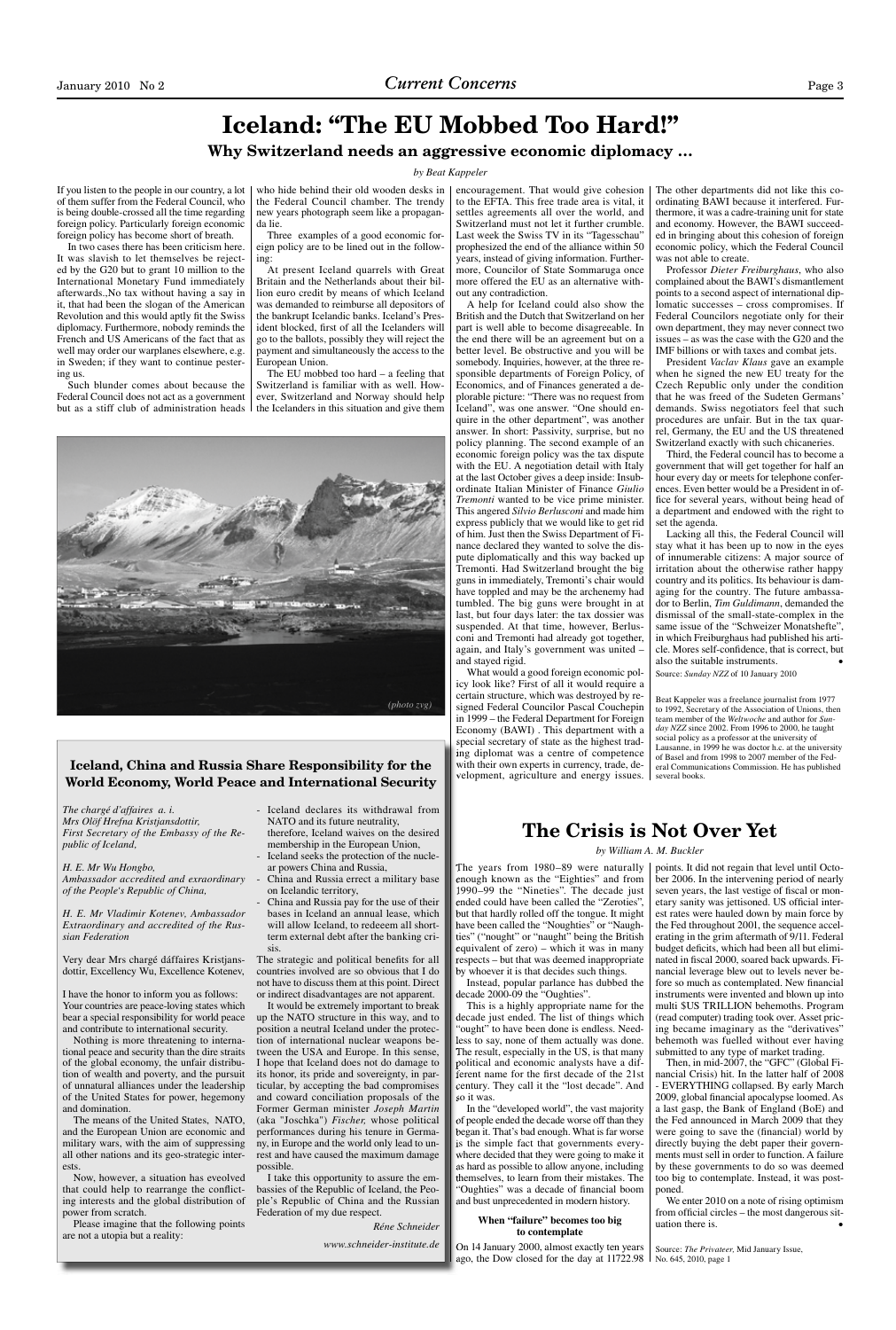# Iceland: "The EU Mobbed Too Hard!"

## Why Switzerland needs an aggressive economic diplomacy …

*by Beat Kappeler*

If you listen to the people in our country, a lot of them suffer from the Federal Council, who is being double-crossed all the time regarding foreign policy. Particularly foreign economic foreign policy has become short of breath.

In two cases there has been criticism here. It was slavish to let themselves be rejected by the G20 but to grant 10 million to the International Monetary Fund immediately afterwards..No tax without having a say in it, that had been the slogan of the American Revolution and this would aptly fit the Swiss diplomacy. Furthermore, nobody reminds the French and US Americans of the fact that as well may order our warplanes elsewhere, e.g. in Sweden; if they want to continue pestering us.

Such blunder comes about because the Federal Council does not act as a government but as a stiff club of administration heads who hide behind their old wooden desks in the Federal Council chamber. The trendy new years photograph seem like a propaganda lie.

Three examples of a good economic foreign policy are to be lined out in the following:

At present Iceland quarrels with Great Britain and the Netherlands about their billion euro credit by means of which Iceland was demanded to reimburse all depositors of the bankrupt Icelandic banks. Iceland's President blocked, first of all the Icelanders will go to the ballots, possibly they will reject the payment and simultaneously the access to the European Union.

The EU mobbed too hard – a feeling that Switzerland is familiar with as well. However, Switzerland and Norway should help the Icelanders in this situation and give them encouragement. That would give cohesion to the EFTA. This free trade area is vital, it settles agreements all over the world, and Switzerland must not let it further crumble. Last week the Swiss TV in its "Tagesschau" prophesized the end of the alliance within 50 years, instead of giving information. Furthermore, Councilor of State Sommaruga once more offered the EU as an alternative without any contradiction.

A help for Iceland could also show the British and the Dutch that Switzerland on her part is well able to become disagreeable. In the end there will be an agreement but on a better level. Be obstructive and you will be somebody. Inquiries, however, at the three responsible departments of Foreign Policy, of Economics, and of Finances generated a deplorable picture: "There was no request from Iceland", was one answer. "One should enquire in the other department", was another answer. In short: Passivity, surprise, but no policy planning. The second example of an economic foreign policy was the tax dispute with the EU. A negotiation detail with Italy at the last October gives a deep inside: Insubordinate Italian Minister of Finance *Giulio Tremonti* wanted to be vice prime minister. This angered *Silvio Berlusconi* and made him express publicly that we would like to get rid of him. Just then the Swiss Department of Finance declared they wanted to solve the dispute diplomatically and this way backed up Tremonti. Had Switzerland brought the big guns in immediately, Tremonti's chair would have toppled and may be the archenemy had tumbled. The big guns were brought in at last, but four days later: the tax dossier was suspended. At that time, however, Berlusconi and Tremonti had already got together, again, and Italy's government was united – and stayed rigid.

What would a good foreign economic policy look like? First of all it would require a certain structure, which was destroyed by resigned Federal Councilor Pascal Couchepin in 1999 – the Federal Department for Foreign Economy (BAWI) . This department with a special secretary of state as the highest trading diplomat was a centre of competence with their own experts in currency, trade, development, agriculture and energy issues. The other departments did not like this coordinating BAWI because it interfered. Furthermore, it was a cadre-training unit for state and economy. However, the BAWI succeeded in bringing about this cohesion of foreign economic policy, which the Federal Council was not able to create.

Professor *Dieter Freiburghaus*, who also complained about the BAWI's dismantlement points to a second aspect of international diplomatic successes – cross compromises. If Federal Councilors negotiate only for their own department, they may never connect two issues – as was the case with the G20 and the IMF billions or with taxes and combat jets.

President *Vaclav Klaus* gave an example when he signed the new EU treaty for the Czech Republic only under the condition that he was freed of the Sudeten Germans' demands. Swiss negotiators feel that such procedures are unfair. But in the tax quarrel, Germany, the EU and the US threatened Switzerland exactly with such chicaneries.

Third, the Federal council has to become a government that will get together for half an hour every day or meets for telephone conferences. Even better would be a President in office for several years, without being head of a department and endowed with the right to set the agenda.

Lacking all this, the Federal Council will stay what it has been up to now in the eyes of innumerable citizens: A major source of irritation about the otherwise rather happy country and its politics. Its behaviour is damaging for the country. The future ambassador to Berlin, *Tim Guldimann*, demanded the dismissal of the small-state-complex in the same issue of the "Schweizer Monatshefte", in which Freiburghaus had published his article. Mores self-confidence, that is correct, but also the suitable instruments. •

Source: *Sunday NZZ* of 10 January 2010

Beat Kappeler was a freelance journalist from 1977 to 1992, Secretary of the Association of Unions, then team member of the *Weltwoche* and author for *Sunday NZZ* since 2002. From 1996 to 2000, he taught social policy as a professor at the university of Lausanne, in 1999 he was doctor h.c. at the university of Basel and from 1998 to 2007 member of the Federal Communications Commission. He has published several books.

(photo zvg)

---

### Iceland, China and Russia Share Responsibility for the World Economy, World Peace and International Security

*The chargé d'affaires a. i.*
*Mrs Olöf Hrefna Kristjansdottir,*
*First Secretary of the Embassy of the Republic of Iceland,*

*H. E. Mr Wu Hongbo,*
*Ambassador accredited and extraordinary of the People's Republic of China,*

*H. E. Mr Vladimir Kotenev, Ambassador Extraordinary and accredited of the Russian Federation*

Very dear Mrs chargé dáffaires Kristjansdottir, Excellency Wu, Excellence Kotenev,

I have the honor to inform you as follows: Your countries are peace-loving states which bear a special responsibility for world peace and contribute to international security.

Nothing is more threatening to international peace and security than the dire straits of the global economy, the unfair distribution of wealth and poverty, and the pursuit of unnatural alliances under the leadership of the United States for power, hegemony and domination.

The means of the United States, NATO, and the European Union are economic and military wars, with the aim of suppressing all other nations and its geo-strategic interests.

Now, however, a situation has evolved that could help to rearrange the conflicting interests and the global distribution of power from scratch.

Please imagine that the following points are not a utopia but a reality:

- Iceland declares its withdrawal from NATO and its future neutrality, therefore, Iceland waives on the desired membership in the European Union,
- Iceland seeks the protection of the nuclear powers China and Russia,
- China and Russia errect a military base on Icelandic territory,
- China and Russia pay for the use of their bases in Iceland an annual lease, which will allow Iceland, to redeem all short-term external debt after the banking crisis.

The strategic and political benefits for all countries involved are so obvious that I do not have to discuss them at this point. Direct or indirect disadvantages are not apparent.

It would be extremely important to break up the NATO structure in this way, and to position a neutral Iceland under the protection of international nuclear weapons between the USA and Europe. In this sense, I hope that Iceland does no damage to its honor, its pride and sovereignty, in particular, by accepting the bad compromises and coward conciliation proposals of the Former German minister *Joseph Martin* (aka "Joschka") *Fischer,* whose political performances during his tenure in Germany, in Europe and the world only lead to unrest and have caused the maximum damage possible.

I take this opportunity to assure the embassies of the Republic of Iceland, the People's Republic of China and the Russian Federation of my due respect.

*Réne Schneider*

*www.schneider-institute.de*

---

# The Crisis is Not Over Yet

*by William A. M. Buckler*

The years from 1980–89 were naturally enough known as the "Eighties" and from 1990–99 the "Nineties". The decade just ended could have been called the "Zeroties", but that hardly rolled off the tongue. It might have been called the "Noughties" or "Naughties" ("nought" or "naught" being the British equivalent of zero) – which it was in many respects – but that was deemed inappropriate by whoever it is that decides such things.

Instead, popular parlance has dubbed the decade 2000-09 the "Oughties".

This is a highly appropriate name for the decade just ended. The list of things which "ought" to have been done is endless. Needless to say, none of them actually was done. The result, especially in the US, is that many political and economic analysts have a different name for the first decade of the 21st century. They call it the "lost decade". And so it was.

In the "developed world", the vast majority of people ended the decade worse off than they began it. That's bad enough. What is far worse is the simple fact that governments everywhere decided that they were going to make it as hard as possible to allow anyone, including themselves, to learn from their mistakes. The "Oughties" was a decade of financial boom and bust unprecedented in modern history.

#### When "failure" becomes too big to contemplate

On 14 January 2000, almost exactly ten years ago, the Dow closed for the day at 11722.98 points. It did not regain that level until October 2006. In the intervening period of nearly seven years, the last vestige of fiscal or monetary sanity was jettisoned. US official interest rates were hauled down by main force by the Fed throughout 2001, the sequence accelerating in the grim aftermath of 9/11. Federal budget deficits, which had been all but eliminated in fiscal 2000, soared back upwards. Financial leverage blew out to levels never before so much as contemplated. New financial instruments were invented and blown up into multi $US TRILLION behemoths. Program (read computer) trading took over. Asset pricing became imaginary as the "derivatives" behemoth was fuelled without ever having submitted to any type of market trading.

Then, in mid-2007, the "GFC" (Global Financial Crisis) hit. In the latter half of 2008 - EVERYTHING collapsed. By early March 2009, global financial apocalypse loomed. As a last gasp, the Bank of England (BoE) and the Fed announced in March 2009 that they were going to save the (financial) world by directly buying the debt paper their governments must sell in order to function. A failure by these governments to do so was deemed too big to contemplate. Instead, it was postponed.

We enter 2010 on a note of rising optimism from official circles – the most dangerous situation there is. •

Source: *The Privateer,* Mid January Issue, No. 645, 2010, page 1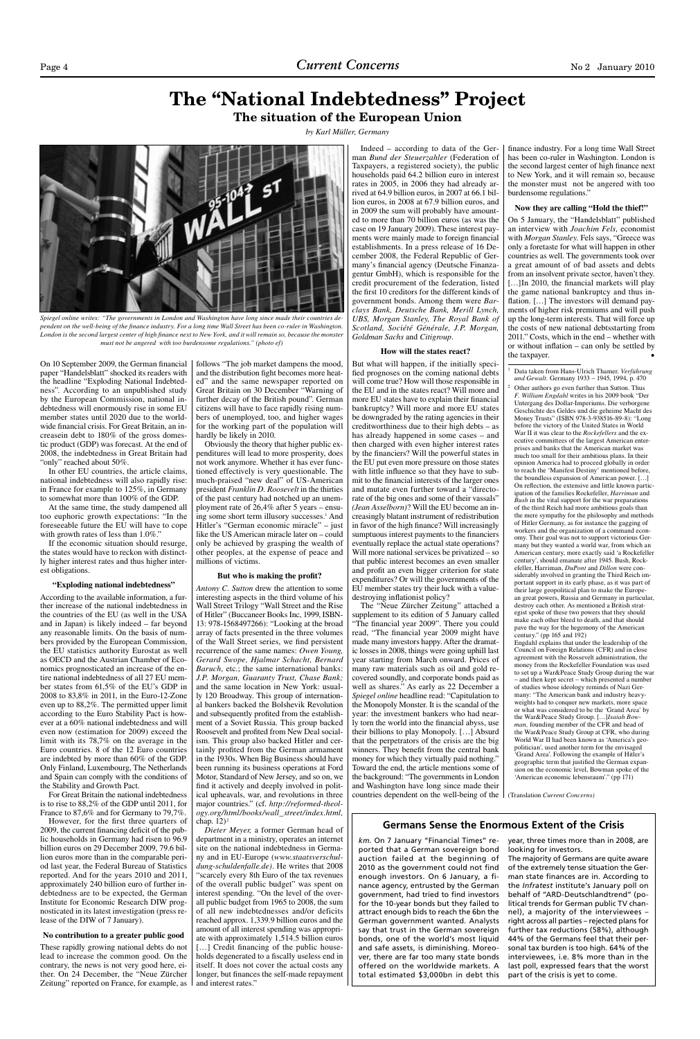# The "National Indebtedness" Project

## The situation of the European Union

*by Karl Müller, Germany*

*Spiegel online writes: "The governments in London and Washington have long since made their countries dependent on the well-being of the finance industry. For a long time Wall Street has been co-ruler in Washington. London is the second largest center of high finance next to New York, and it will remain so, because the monster must not be angered with too burdensome regulations." (photo ef)*

On 10 September 2009, the German financial paper "Handelsblatt" shocked its readers with the headline "Exploding National Indebtedness". According to an unpublished study by the European Commission, national indebtedness will enormously rise in some EU member states until 2020 due to the worldwide financial crisis. For Great Britain, an increasein debt to 180% of the gross domestic product (GDP) was forecast. At the end of 2008, the indebtedness in Great Britain had "only" reached about 50%.

In other EU countries, the article claims, national indebtedness will also rapidly rise: in France for example to 125%, in Germany to somewhat more than 100% of the GDP.

At the same time, the study dampened all too euphoric growth expectations: "In the foreseeable future the EU will have to cope with growth rates of less than 1.0%."

If the economic situation should resurge, the states would have to reckon with distinctly higher interest rates and thus higher interest obligations.

### "Exploding national indebtedness"

According to the available information, a further increase of the national indebtedness in the countries of the EU (as well in the USA and in Japan) is likely indeed – far beyond any reasonable limits. On the basis of numbers provided by the European Commission, the EU statistics authority Eurostat as well as OECD and the Austrian Chamber of Economics prognosticated an increase of the entire national indebtedness of all 27 EU member states from 61,5% of the EU's GDP in 2008 to 83,8% in 2011, in the Euro-12-Zone even up to 88,2%. The permitted upper limit according to the Euro Stability Pact is however at a 60% national indebtedness and will even now (estimation for 2009) exceed the limit with its 78,7% on the average in the Euro countries. 8 of the 12 Euro countries are indebted by more than 60% of the GDP. Only Finland, Luxembourg, The Netherlands and Spain can comply with the conditions of the Stability and Growth Pact.

For Great Britain the national indebtedness is to rise to 88,2% of the GDP until 2011, for France to 87,6% and for Germany to 79,7%.

However, for the first three quarters of 2009, the current financing deficit of the public households in Germany had risen to 96.9 billion euros on 29 December 2009, 79.6 billion euros more than in the comparable period last year, the Federal Bureau of Statistics reported. And for the years 2010 and 2011, approximately 240 billion euro of further indebtedness are to be expected, the German Institute for Economic Research DIW prognosticated in its latest investigation (press release of the DIW of 7 January).

### No contribution to a greater public good

These rapidly growing national public debts do not lead to increase the common good. On the contrary, the news is not very good here, either. On 24 December, the "Neue Zürcher Zeitung" reported on France, for example, as follows "The job market dampens the mood, and the distribution fight becomes more heated" and the same newspaper reported on Great Britain on 30 December "Warning of further decay of the British pound". German citizens will have to face rapidly rising numbers of unemployed, too, and higher wages for the working part of the population will hardly be likely in 2010.

Obviously the theory that higher public expenditures will lead to more prosperity, does not work anymore. Whether it has ever functioned effectively is very questionable. The much-praised "new deal" of US-American president *Franklin D. Roosevelt* in the thirties of the past century had notched up an unemployment rate of 26,4% after 5 years – ensuing some short term illusory successes.[1] And Hitler's "German economic miracle" – just like the US American miracle later on – could only be achieved by grasping the wealth of other peoples, at the expense of peace and millions of victims.

### But who is making the profit?

*Antony C. Sutton* drew the attention to some interesting aspects in the third volume of his Wall Street Trilogy "Wall Street and the Rise of Hitler" (Buccaneer Books Inc, 1999, ISBN-13: 978-1568497266): "Looking at the broad array of facts presented in the three volumes of the Wall Street series, we find persistent recurrence of the same names: *Owen Young, Gerard Swope, Hjalmar Schacht, Bernard Baruch,* etc.; the same international banks: *J.P. Morgan, Guaranty Trust, Chase Bank;* and the same location in New York: usually 120 Broadway. This group of international bankers backed the Bolshevik Revolution and subsequently profited from the establishment of a Soviet Russia. This group backed Roosevelt and profited from New Deal socialism. This group also backed Hitler and certainly profited from the German armament in the 1930s. When Big Business should have been running its business operations at Ford Motor, Standard of New Jersey, and so on, we find it actively and deeply involved in political upheavals, war, and revolutions in three major countries." (cf. *http://reformed-theology.org/html/books/wall_street/index.html*, chap. 12)[2]

*Dieter Meyer,* a former German head of department in a ministry, operates an internet site on the national indebtedness in Germany and in EU-Europe (*www.staatsverschuldung-schuldenfalle.de*). He writes that 2008 "scarcely every 8th Euro of the tax revenues of the overall public budget" was spent on interest spending. "On the level of the overall public budget from 1965 to 2008, the sum of all new indebtednesses and/or deficits reached approx. 1,339.9 billion euros and the amount of all interest spending was appropriate with approximately 1,514.5 billion euros […] Credit financing of the public households degenerated to a fiscally useless end in itself. It does not cover the actual costs any longer, but finances the self-made repayment and interest rates."

Indeed – according to data of the German *Bund der Steuerzahler* (Federation of Taxpayers, a registered society), the public households paid 64.2 billion euro in interest rates in 2005, in 2006 they had already arrived at 64.9 billion euros, in 2007 at 66.1 billion euros, in 2008 at 67.9 billion euros, and in 2009 the sum will probably have amounted to more than 70 billion euros (as was the case on 19 January 2009). These interest payments were mainly made to foreign financial establishments. In a press release of 16 December 2008, the Federal Republic of Germany's financial agency (Deutsche Finanzagentur GmbH), which is responsible for the credit procurement of the federation, listed the first 10 creditors for the different kinds of government bonds. Among them were *Barclays Bank, Deutsche Bank, Merill Lynch, UBS, Morgan Stanley, The Royal Bank of Scotland, Société Générale, J.P. Morgan, Goldman Sachs* and *Citigroup*.

### How will the states react?

But what will happen, if the initially specified prognoses on the coming national debts will come true? How will those responsible in the EU and in the states react? Will more and more EU states have to explain their financial bankruptcy? Will more and more EU states be downgraded by the rating agencies in their creditworthiness due to their high debts – as has already happened in some cases – and then charged with even higher interest rates by the financiers? Will the powerful states in the EU put even more pressure on those states with little influence so that they have to submit to the financial interests of the larger ones and mutate even further toward a "directorate of the big ones and some of their vassals" *(Jean Asselborn)*? Will the EU become an increasingly blatant instrument of redistribution in favor of the high finance? Will increasingly sumptuous interest payments to the financiers eventually replace the actual state operations? Will more national services be privatized – so that public interest becomes an even smaller and profit an even bigger criterion for state expenditures? Or will the governments of the EU member states try their luck with a value-destroying inflationist policy?

The "Neue Zürcher Zeitung" attached a supplement to its edition of 5 January called "The financial year 2009". There you could read, "The financial year 2009 might have made many investors happy. After the dramatic losses in 2008, things were going uphill last year starting from March onward. Prices of many raw materials such as oil and gold recovered soundly, and corporate bonds paid as well as shares." As early as 22 December a *Spiegel online* headline read: "Capitulation to the Monopoly Monster. It is the scandal of the year: the investment bankers who had nearly torn the world into the financial abyss, use their billions to play Monopoly. […] Absurd that the perpetrators of the crisis are the big winners. They benefit from the central bank money for which they virtually paid nothing." Toward the end, the article mentions some of the background: "The governments in London and Washington have long since made their countries dependent on the well-being of the finance industry. For a long time Wall Street has been co-ruler in Washington. London is the second largest center of high finance next to New York, and it will remain so, because the monster must not be angered with too burdensome regulations."

### Now they are calling "Hold the thief!"

On 5 January, the "Handelsblatt" published an interview with *Joachim Fels,* economist with *Morgan Stanley.* Fels says, "Greece was only a foretaste for what will happen in other countries as well. The governments took over a great amount of of bad assets and debts from an insolvent private sector, haven't they. […]In 2010, the financial markets will play the game national bankruptcy and thus inflation. […] The investors will demand payments of higher risk premiums and will push up the long-term interests. That will force up the costs of new national debtsstarting from 2011." Costs, which in the end – whether with or without inflation – can only be settled by the taxpayer. •

[1] Data taken from Hans-Ulrich Thamer. *Verführung und Gewalt.* Germany 1933 – 1945, 1994, p. 470

[2] Other authors go even further than Sutton. Thus *F. William Engdahl* writes in his 2009 book "Der Untergang des Dollar-Imperiums. Die verborgene Geschichte des Geldes und die geheime Macht des Money Trusts" (ISBN 978-3-938516-89-8): "Long before the victory of the United States in World War II it was clear to the *Rockefellers* and the executive committees of the largest American enterprises and banks that the American market was much too small for their ambitious plans. In their opinion America had to proceed globally in order to reach the 'Manifest Destiny' mentioned before, the boundless expansion of American power. […] On reflection, the extensive and little known participation of the families Rockefeller, *Harriman* and *Bush* in the vital support for the war preparations of the third Reich had more ambitious goals than the mere sympathy for the philosophy and methods of Hitler Germany, as for instance the gagging of workers and the organization of a command economy. Their goal was not to support victorious Germany but they wanted a world war, from which an American century, more exactly said 'a Rockefeller century', should emanate after 1945. Bush, Rockefeller, Harriman, *DuPont* and *Dillon* were considerably involved in granting the Third Reich important support in its early phase, as it was part of their large geopolitical plan to make the European great powers, Russia and Germany in particular, destroy each other. As mentioned a British strategist spoke of these two powers that they should make each other bleed to death, and that should pave the way for the hegemony of the American century." (pp 165 and 192)
Engdahl explains that under the leadership of the Council on Foreign Relations (CFR) and in close agreement with the Roosevelt administration, the money from the Rockefeller Foundation was used to set up a War&Peace Study Group during the war – and then kept secret – which presented a number of studies whose ideology reminds of Nazi Germany: "The American bank and industry heavyweights had to conquer new markets, more space or what was considered to be the 'Grand Area' by the War&Peace Study Group. […]*Isaiah Bowman,* founding member of the CFR and head of the War&Peace Study Group at CFR, who during World War II had been known as 'America's geopolitician', used another term for the envisaged 'Grand Area'. Following the example of Hitler's geographic term that justified the German expansion on the economic level, Bowman spoke of the 'American economic lebensraum'." (pp 171)

(Translation *Current Concerns*)

## Germans Sense the Enormous Extent of the Crisis

*km.* On 7 January "Financial Times" reported that a German sovereign bond auction failed at the beginning of 2010 as the government could not find enough investors. On 6 January, a finance agency, entrusted by the German government, had tried to find investors for the 10-year bonds but they failed to attract enough bids to reach the 6bn the German government wanted. Analysts say that trust in the German sovereign bonds, one of the world's most liquid and safe assets, is diminishing. Moreover, there are far too many state bonds offered on the worldwide markets. A total estimated $3,000bn in debt this year, three times more than in 2008, are looking for investors.

The majority of Germans are quite aware of the extremely tense situation the German state finances are in. According to the *Infratest* institute's January poll on behalf of "ARD-Deutschlandtrend" (political trends for German public TV channel), a majority of the interviewees – right across all parties – rejected plans for further tax reductions (58%), although 44% of the Germans feel that their personal tax burden is too high. 64% of the interviewees, i.e. 8% more than in the last poll, expressed fears that the worst part of the crisis is yet to come.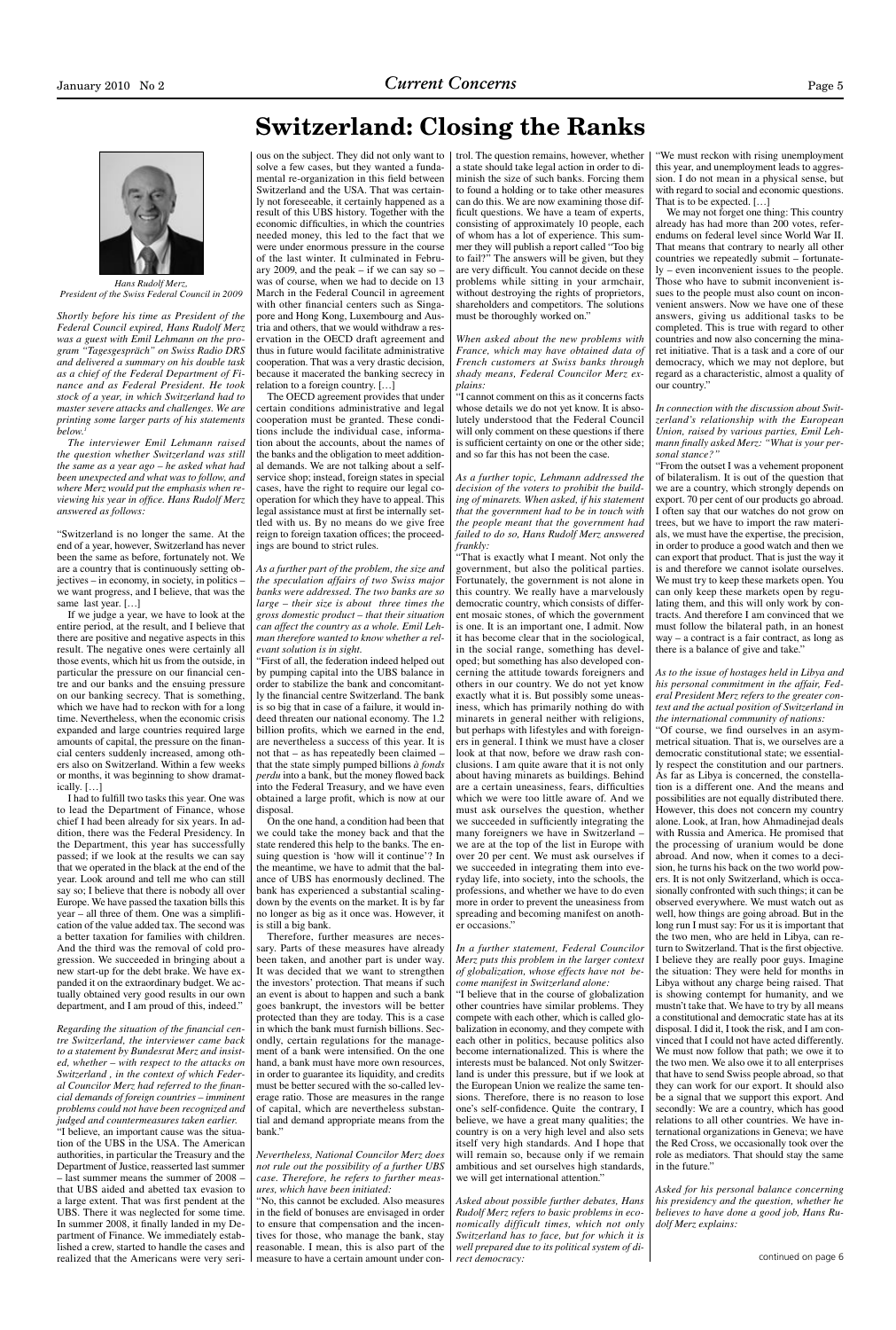# Switzerland: Closing the Ranks

*Hans Rudolf Merz, President of the Swiss Federal Council in 2009*

*Shortly before his time as President of the Federal Council expired, Hans Rudolf Merz was a guest with Emil Lehmann on the program "Tagesgespräch" on Swiss Radio DRS and delivered a summary on his double task as a chief of the Federal Department of Finance and as Federal President. He took stock of a year, in which Switzerland had to master severe attacks and challenges. We are printing some larger parts of his statements below.*[1]

*The interviewer Emil Lehmann raised the question whether Switzerland was still the same as a year ago – he asked what had been unexpected and what was to follow, and where Merz would put the emphasis when reviewing his year in office. Hans Rudolf Merz answered as follows:*

"Switzerland is no longer the same. At the end of a year, however, Switzerland has never been the same as before, fortunately not. We are a country that is continuously setting objectives – in economy, in society, in politics – we want progress, and I believe, that was the same last year. […]

If we judge a year, we have to look at the entire period, at the result, and I believe that there are positive and negative aspects in this result. The negative ones were certainly all those events, which hit us from the outside, in particular the pressure on our financial centre and our banks and the ensuing pressure on our banking secrecy. That is something, which we have had to reckon with for a long time. Nevertheless, when the economic crisis expanded and large countries required large amounts of capital, the pressure on the financial centers suddenly increased, among others also on Switzerland. Within a few weeks or months, it was beginning to show dramatically. […]

I had to fulfill two tasks this year. One was to lead the Department of Finance, whose chief I had been already for six years. In addition, there was the Federal Presidency. In the Department, this year has successfully passed; if we look at the results we can say that we operated in the black at the end of the year. Look around and tell me who can still say so; I believe that there is nobody all over Europe. We have passed the taxation bills this year – all three of them. One was a simplification of the value added tax. The second was a better taxation for families with children. And the third was the removal of cold progression. We succeeded in bringing about a new start-up for the debt brake. We have expanded it on the extraordinary budget. We actually obtained very good results in our own department, and I am proud of this, indeed."

*Regarding the situation of the financial centre Switzerland, the interviewer came back to a statement by Bundesrat Merz and insisted, whether – with respect to the attacks on Switzerland , in the context of which Federal Councilor Merz had referred to the financial demands of foreign countries – imminent problems could not have been recognized and judged and countermeasures taken earlier.*

"I believe, an important cause was the situation of the UBS in the USA. The American authorities, in particular the Treasury and the Department of Justice, reasserted last summer – last summer means the summer of 2008 – that UBS aided and abetted tax evasion to a large extent. That was first pendent at the UBS. There it was neglected for some time. In summer 2008, it finally landed in my Department of Finance. We immediately established a crew, started to handle the cases and realized that the Americans were very serious on the subject. They did not only want to solve a few cases, but they wanted a fundamental re-organization in this field between Switzerland and the USA. That was certainly not foreseeable, it certainly happened as a result of this UBS history. Together with the economic difficulties, in which the countries needed money, this led to the fact that we were under enormous pressure in the course of the last winter. It culminated in February 2009, and the peak – if we can say so – was of course, when we had to decide on 13 March in the Federal Council in agreement with other financial centers such as Singapore and Hong Kong, Luxembourg and Austria and others, that we would withdraw a reservation in the OECD draft agreement and thus in future would facilitate administrative cooperation. That was a very drastic decision, because it macerated the banking secrecy in relation to a foreign country. […]

The OECD agreement provides that under certain conditions administrative and legal cooperation must be granted. These conditions include the individual case, information about the accounts, about the names of the banks and the obligation to meet additional demands. We are not talking about a self-service shop; instead, foreign states in special cases, have the right to require our legal cooperation for which they have to appeal. This legal assistance must at first be internally settled with us. By no means do we give free reign to foreign taxation offices; the proceedings are bound to strict rules.

*As a further part of the problem, the size and the speculation affairs of two Swiss major banks were addressed. The two banks are so large – their size is about three times the gross domestic product – that their situation can affect the country as a whole. Emil Lehman therefore wanted to know whether a relevant solution is in sight.*

"First of all, the federation indeed helped out by pumping capital into the UBS balance in order to stabilize the bank and concomitantly the financial centre Switzerland. The bank is so big that in case of a failure, it would indeed threaten our national economy. The 1.2 billion profits, which we earned in the end, are nevertheless a success of this year. It is not that – as has repeatedly been claimed – that the state simply pumped billions *à fonds perdu* into a bank, but the money flowed back into the Federal Treasury, and we have even obtained a large profit, which is now at our disposal.

On the one hand, a condition had been that we could take the money back and that the state rendered this help to the banks. The ensuing question is 'how will it continue'? In the meantime, we have to admit that the balance of UBS has enormously declined. The bank has experienced a substantial scaling-down by the events on the market. It is by far no longer as big as it once was. However, it is still a big bank.

Therefore, further measures are necessary. Parts of these measures have already been taken, and another part is under way. It was decided that we want to strengthen the investors' protection. That means if such an event is about to happen and such a bank goes bankrupt, the investors will be better protected than they are today. This is a case in which the bank must furnish billions. Secondly, certain regulations for the management of a bank were intensified. On the one hand, a bank must have more own resources, in order to guarantee its liquidity, and credits must be better secured with the so-called leverage ratio. Those are measures in the range of capital, which are nevertheless substantial and demand appropriate means from the bank."

*Nevertheless, National Councilor Merz does not rule out the possibility of a further UBS case. Therefore, he refers to further measures, which have been initiated:*

"No, this cannot be excluded. Also measures in the field of bonuses are envisaged in order to ensure that compensation and the incentives for those, who manage the bank, stay reasonable. I mean, this is also part of the measure to have a certain amount under control. The question remains, however, whether a state should take legal action in order to diminish the size of such banks. Forcing them to found a holding or to take other measures can do this. We are now examining those difficult questions. We have a team of experts, consisting of approximately 10 people, each of whom has a lot of experience. This summer they will publish a report called "Too big to fail?" The answers will be given, but they are very difficult. You cannot decide on these problems while sitting in your armchair, without destroying the rights of proprietors, shareholders and competitors. The solutions must be thoroughly worked on."

*When asked about the new problems with France, which may have obtained data of French customers at Swiss banks through shady means, Federal Councilor Merz explains:*

"I cannot comment on this as it concerns facts whose details we do not yet know. It is absolutely understood that the Federal Council will only comment on these questions if there is sufficient certainty on one or the other side; and so far this has not been the case.

*As a further topic, Lehmann addressed the decision of the voters to prohibit the building of minarets. When asked, if his statement that the government had to be in touch with the people meant that the government had failed to do so, Hans Rudolf Merz answered frankly:*

"That is exactly what I meant. Not only the government, but also the political parties. Fortunately, the government is not alone in this country. We really have a marvelously democratic country, which consists of different mosaic stones, of which the government is one. It is an important one, I admit. Now it has become clear that in the sociological, in the social range, something has developed; but something has also developed concerning the attitude towards foreigners and others in our country. We do not yet know exactly what it is. But possibly some uneasiness, which has primarily nothing do with minarets in general neither with religions, but perhaps with lifestyles and with foreigners in general. I think we must have a closer look at that now, before we draw rash conclusions. I am quite aware that it is not only about having minarets as buildings. Behind are a certain uneasiness, fears, difficulties which we were too little aware of. And we must ask ourselves the question, whether we succeeded in sufficiently integrating the many foreigners we have in Switzerland – we are at the top of the list in Europe with over 20 per cent. We must ask ourselves if we succeeded in integrating them into everyday life, into society, into the schools, the professions, and whether we have to do even more in order to prevent the uneasiness from spreading and becoming manifest on another occasions."

*In a further statement, Federal Councilor Merz puts this problem in the larger context of globalization, whose effects have not become manifest in Switzerland alone:*

"I believe that in the course of globalization other countries have similar problems. They compete with each other, which is called globalization in economy, and they compete with each other in politics, because politics also become internationalized. This is where the interests must be balanced. Not only Switzerland is under this pressure, but if we look at the European Union we realize the same tensions. Therefore, there is no reason to lose one's self-confidence. Quite the contrary, I believe, we have a great many qualities; the country is on a very high level and also sets itself very high standards. And I hope that will remain so, because only if we remain ambitious and set ourselves high standards, we will get international attention."

*Asked about possible further debates, Hans Rudolf Merz refers to basic problems in economically difficult times, which not only Switzerland has to face, but for which it is well prepared due to its political system of direct democracy:*

"We must reckon with rising unemployment this year, and unemployment leads to aggression. I do not mean in a physical sense, but with regard to social and economic questions. That is to be expected. […]

We may not forget one thing: This country already has had more than 200 votes, referendums on federal level since World War II. That means that contrary to nearly all other countries we repeatedly submit – fortunately – even inconvenient issues to the people. Those who have to submit inconvenient issues to the people must also count on inconvenient answers. Now we have one of these answers, giving us additional tasks to be completed. This is true with regard to other countries and now also concerning the minaret initiative. That is a task and a core of our democracy, which we may not deplore, but regard as a characteristic, almost a quality of our country."

*In connection with the discussion about Switzerland's relationship with the European Union, raised by various parties, Emil Lehmann finally asked Merz: "What is your personal stance?"*

"From the outset I was a vehement proponent of bilateralism. It is out of the question that we are a country, which strongly depends on export. 70 per cent of our products go abroad. I often say that our watches do not grow on trees, but we have to import the raw materials, we must have the expertise, the precision, in order to produce a good watch and then we can export that product. That is just the way it is and therefore we cannot isolate ourselves. We must try to keep these markets open. You can only keep these markets open by regulating them, and this will only work by contracts. And therefore I am convinced that we must follow the bilateral path, in an honest way – a contract is a fair contract, as long as there is a balance of give and take."

*As to the issue of hostages held in Libya and his personal commitment in the affair, Federal President Merz refers to the greater context and the actual position of Switzerland in the international community of nations:*

"Of course, we find ourselves in an asymmetrical situation. That is, we ourselves are a democratic constitutional state; we essentially respect the constitution and our partners. As far as Libya is concerned, the constellation is a different one. And the means and possibilities are not equally distributed there. However, this does not concern my country alone. Look, at Iran, how Ahmadinejad deals with Russia and America. He promised that the processing of uranium would be done abroad. And now, when it comes to a decision, he turns his back on the two world powers. It is not only Switzerland, which is occasionally confronted with such things; it can be observed everywhere. We must watch out as well, how things are going abroad. But in the long run I must say: For us it is important that the two men, who are held in Libya, can return to Switzerland. That is the first objective. I believe they are really poor guys. Imagine the situation: They were held for months in Libya without any charge being raised. That is showing contempt for humanity, and we mustn't take that. We have to try by all means a constitutional and democratic state has at its disposal. I did it, I took the risk, and I am convinced that I could not have acted differently. We must now follow that path; we owe it to the two men. We also owe it to all enterprises that have to send Swiss people abroad, so that they can work for our export. It should also be a signal that we support this export. And secondly: We are a country, which has good relations to all other countries. We have international organizations in Geneva; we have the Red Cross, we occasionally took over the role as mediators. That should stay the same in the future."

*Asked for his personal balance concerning his presidency and the question, whether he believes to have done a good job, Hans Rudolf Merz explains:*

continued on page 6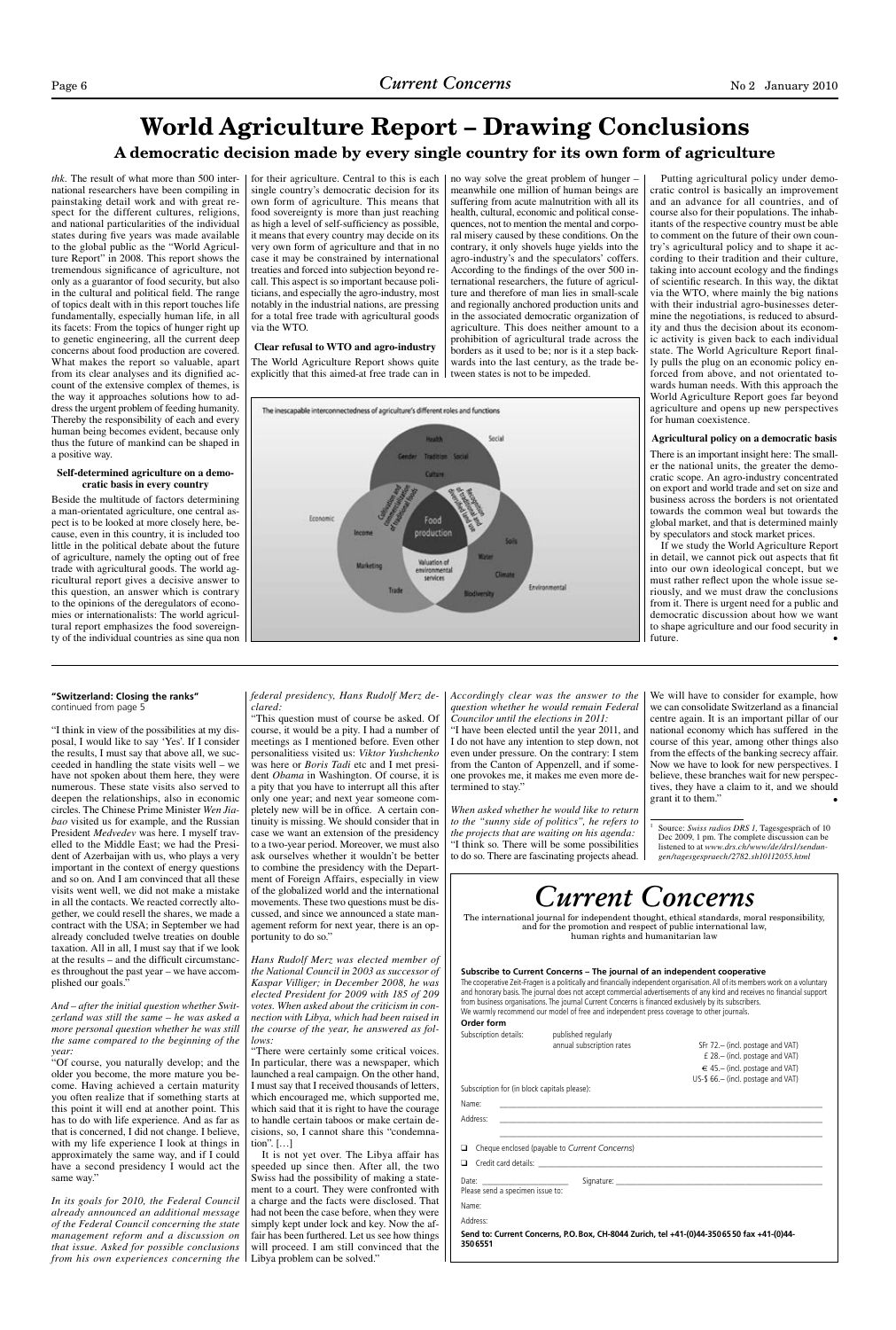# World Agriculture Report – Drawing Conclusions

## A democratic decision made by every single country for its own form of agriculture

*thk.* The result of what more than 500 international researchers have been compiling in painstaking detail work and with great respect for the different cultures, religions, and national particularities of the individual states during five years was made available to the global public as the "World Agriculture Report" in 2008. This report shows the tremendous significance of agriculture, not only as a guarantor of food security, but also in the cultural and political field. The range of topics dealt with in this report touches life fundamentally, especially human life, in all its facets: From the topics of hunger right up to genetic engineering, all the current deep concerns about food production are covered. What makes the report so valuable, apart from its clear analyses and its dignified account of the extensive complex of themes, is the way it approaches solutions how to address the urgent problem of feeding humanity. Thereby the responsibility of each and every human being becomes evident, because only thus the future of mankind can be shaped in a positive way.

### Self-determined agriculture on a democratic basis in every country

Beside the multitude of factors determining a man-orientated agriculture, one central aspect is to be looked at more closely here, because, even in this country, it is included too little in the political debate about the future of agriculture, namely the opting out of free trade with agricultural goods. The world agricultural report gives a decisive answer to this question, an answer which is contrary to the opinions of the deregulators of economies or internationalists: The world agricultural report emphasizes the food sovereignty of the individual countries as sine qua non for their agriculture. Central to this is each single country's democratic decision for its own form of agriculture. This means that food sovereignty is more than just reaching as high a level of self-sufficiency as possible, it means that every country may decide on its very own form of agriculture and that in no case it may be constrained by international treaties and forced into subjection beyond recall. This aspect is so important because politicians, and especially the agro-industry, most notably in the industrial nations, are pressing for a total free trade with agricultural goods via the WTO.

### Clear refusal to WTO and agro-industry

The World Agriculture Report shows quite explicitly that this aimed-at free trade can in no way solve the great problem of hunger – meanwhile one million of human beings are suffering from acute malnutrition with all its health, cultural, economic and political consequences, not to mention the mental and corporal misery caused by these conditions. On the contrary, it only shovels huge yields into the agro-industry's and the speculators' coffers. According to the findings of the over 500 international researchers, the future of agriculture and therefore of man lies in small-scale and regionally anchored production units and in the associated democratic organization of agriculture. This does neither amount to a prohibition of agricultural trade across the borders as it used to be; nor is it a step backwards into the last century, as the trade between states is not to be impeded.

The inescapable interconnectedness of agriculture's different roles and functions

Putting agricultural policy under democratic control is basically an improvement and an advance for all countries, and of course also for their populations. The inhabitants of the respective country must be able to comment on the future of their own country's agricultural policy and to shape it according to their tradition and their culture, taking into account ecology and the findings of scientific research. In this way, the diktat via the WTO, where mainly the big nations with their industrial agro-businesses determine the negotiations, is reduced to absurdity and thus the decision about its economic activity is given back to each individual state. The World Agriculture Report finally pulls the plug on an economic policy enforced from above, and not orientated towards human needs. With this approach the World Agriculture Report goes far beyond agriculture and opens up new perspectives for human coexistence.

### Agricultural policy on a democratic basis

There is an important insight here: The smaller the national units, the greater the democratic scope. An agro-industry concentrated on export and world trade and set on size and business across the borders is not orientated towards the common weal but towards the global market, and that is determined mainly by speculators and stock market prices.

If we study the World Agriculture Report in detail, we cannot pick out aspects that fit into our own ideological concept, but we must rather reflect upon the whole issue seriously, and we must draw the conclusions from it. There is urgent need for a public and democratic discussion about how we want to shape agriculture and our food security in future. •

---

**"Switzerland: Closing the ranks"**
continued from page 5

"I think in view of the possibilities at my disposal, I would like to say 'Yes'. If I consider the results, I must say that above all, we succeeded in handling the state visits well – we have not spoken about them here, they were numerous. These state visits also served to deepen the relationships, also in economic circles. The Chinese Prime Minister *Wen Jiabao* visited us for example, and the Russian President *Medvedev* was here. I myself travelled to the Middle East; we had the President of Azerbaijan with us, who plays a very important in the context of energy questions and so on. And I am convinced that all these visits went well, we did not make a mistake in all the contacts. We reacted correctly altogether, we could resell the shares, we made a contract with the USA; in September we had already concluded twelve treaties on double taxation. All in all, I must say that if we look at the results – and the difficult circumstances throughout the past year – we have accomplished our goals."

*And – after the initial question whether Switzerland was still the same – he was asked a more personal question whether he was still the same compared to the beginning of the year:*

"Of course, you naturally develop; and the older you become, the more mature you become. Having achieved a certain maturity you often realize that if something starts at this point it will end at another point. This has to do with life experience. And as far as that is concerned, I did not change. I believe, with my life experience I look at things in approximately the same way, and if I could have a second presidency I would act the same way."

*In its goals for 2010, the Federal Council already announced an additional message of the Federal Council concerning the state management reform and a discussion on that issue. Asked for possible conclusions from his own experiences concerning the federal presidency, Hans Rudolf Merz declared:*

"This question must of course be asked. Of course, it would be a pity. I had a number of meetings as I mentioned before. Even other personalities visited us: *Viktor Yushchenko* was here or *Boris Tadi* etc and I met president *Obama* in Washington. Of course, it is a pity that you have to interrupt all this after only one year; and next year someone completely new will be in office. A certain continuity is missing. We should consider that in case we want an extension of the presidency to a two-year period. Moreover, we must also ask ourselves whether it wouldn't be better to combine the presidency with the Department of Foreign Affairs, especially in view of the globalized world and the international movements. These two questions must be discussed, and since we announced a state management reform for next year, there is an opportunity to do so."

*Hans Rudolf Merz was elected member of the National Council in 2003 as successor of Kaspar Villiger; in December 2008, he was elected President for 2009 with 185 of 209 votes. When asked about the criticism in connection with Libya, which had been raised in the course of the year, he answered as follows:*

"There were certainly some critical voices. In particular, there was a newspaper, which launched a real campaign. On the other hand, I must say that I received thousands of letters, which encouraged me, which supported me, which said that it is right to have the courage to handle certain taboos or make certain decisions, so, I cannot share this "condemnation". […]

It is not yet over. The Libya affair has speeded up since then. After all, the two Swiss had the possibility of making a statement to a court. They were confronted with a charge and the facts were disclosed. That had not been the case before, when they were simply kept under lock and key. Now the affair has been further developed. Let us see how things will proceed. I am still convinced that the Libya problem can be solved."

*Accordingly clear was the answer to the question whether he would remain Federal Councilor until the elections in 2011:*

"I have been elected until the year 2011, and I do not have any intention to step down, not even under pressure. On the contrary: I stem from the Canton of Appenzell, and if someone provokes me, it makes me even more determined to stay."

*When asked whether he would like to return to the "sunny side of politics", he refers to the projects that are waiting on his agenda:*

"I think so. There will be some possibilities to do so. There are fascinating projects ahead. We will have to consider for example, how we can consolidate Switzerland as a financial centre again. It is an important pillar of our national economy which has suffered in the course of this year, among other things also from the effects of the banking secrecy affair. Now we have to look for new perspectives. I believe, these branches wait for new perspectives, they have a claim to it, and we should grant it to them." •

[1] Source: *Swiss radios DRS 1*, Tagesgespräch of 10 Dec 2009, 1 pm. The complete discussion can be listened to at *www.drs.ch/www/de/drs1/sendungen/tagesgespraech/2782.sh10112055.html*

---

# *Current Concerns*

The international journal for independent thought, ethical standards, moral responsibility, and for the promotion and respect of public international law, human rights and humanitarian law

**Subscribe to Current Concerns – The journal of an independent cooperative**

The cooperative Zeit-Fragen is a politically and financially independent organisation. All of its members work on a voluntary and honorary basis. The journal does not accept commercial advertisements of any kind and receives no financial support from business organisations. The journal Current Concerns is financed exclusively by its subscribers.
We warmly recommend our model of free and independent press coverage to other journals.

**Order form**

Subscription details: published regularly
annual subscription rates
SFr 72.– (incl. postage and VAT)
£ 28.– (incl. postage and VAT)
€ 45.– (incl. postage and VAT)
US-$ 66.– (incl. postage and VAT)

Subscription for (in block capitals please):

Name: ______

Address: ______

❑ Cheque enclosed (payable to *Current Concerns*)

❑ Credit card details: ______

Date: ______ Signature: ______

Please send a specimen issue to:

Name:

Address:

**Send to: Current Concerns, P.O. Box, CH-8044 Zurich, tel +41-(0)44-350 65 50 fax +41-(0)44-350 6551**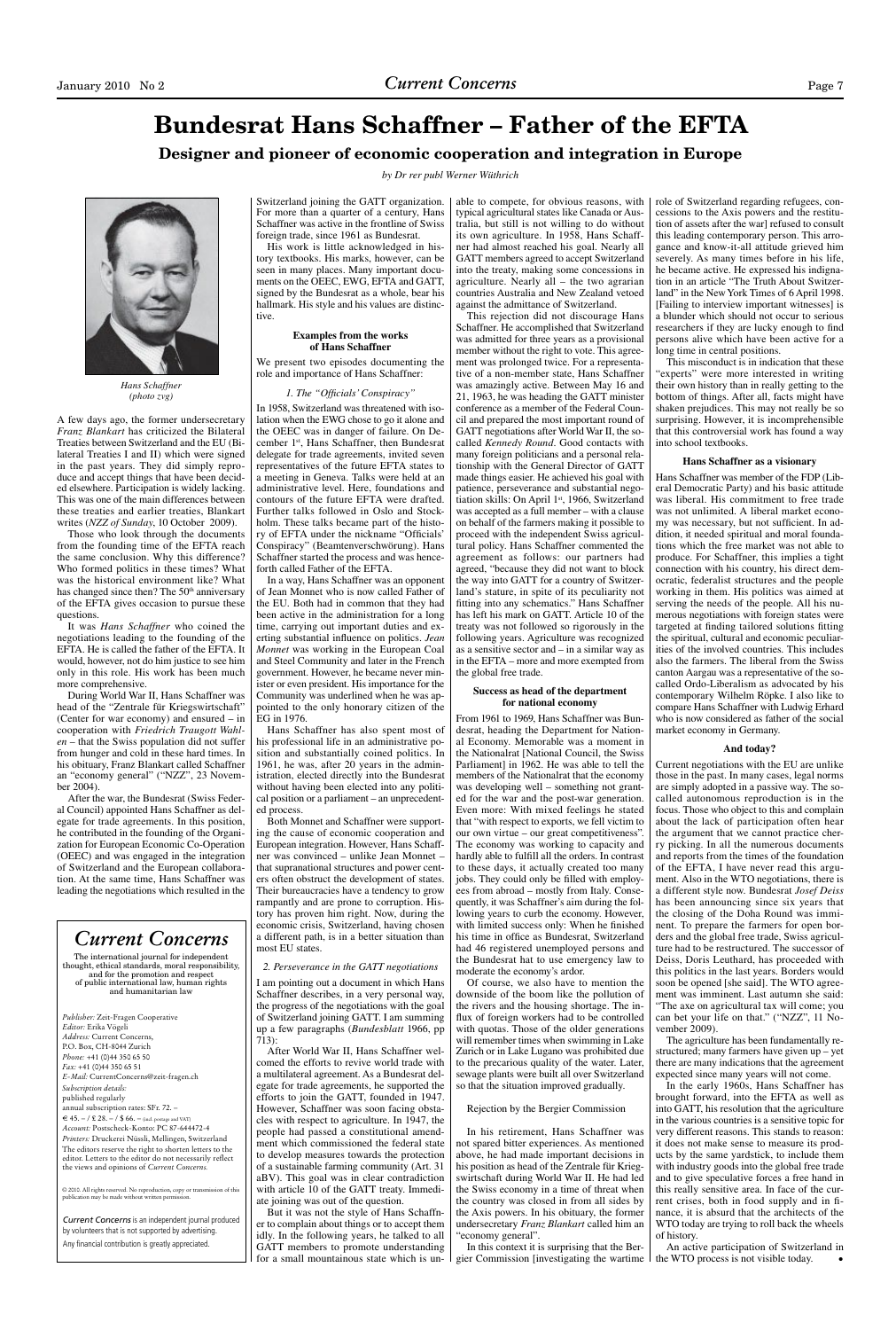# Bundesrat Hans Schaffner – Father of the EFTA

## Designer and pioneer of economic cooperation and integration in Europe

*by Dr rer publ Werner Wüthrich*

*Hans Schaffner (photo zvg)*

A few days ago, the former undersecretary *Franz Blankart* has criticized the Bilateral Treaties between Switzerland and the EU (Bilateral Treaties I and II) which were signed in the past years. They did simply reproduce and accept things that have been decided elsewhere. Participation is widely lacking. This was one of the main differences between these treaties and earlier treaties, Blankart writes (*NZZ of Sunday*, 10 October 2009).

Those who look through the documents from the founding time of the EFTA reach the same conclusion. Why this difference? Who formed politics in these times? What was the historical environment like? What has changed since then? The 50th anniversary of the EFTA gives occasion to pursue these questions.

It was *Hans Schaffner* who coined the negotiations leading to the founding of the EFTA. He is called the father of the EFTA. It would, however, not do him justice to see him only in this role. His work has been much more comprehensive.

During World War II, Hans Schaffner was head of the "Zentrale für Kriegswirtschaft" (Center for war economy) and ensured – in cooperation with *Friedrich Traugott Wahlen* – that the Swiss population did not suffer from hunger and cold in these hard times. In his obituary, Franz Blankart called Schaffner an "economy general" ("NZZ", 23 November 2004).

After the war, the Bundesrat (Swiss Federal Council) appointed Hans Schaffner as delegate for trade agreements. In this position, he contributed in the founding of the Organization for European Economic Co-Operation (OEEC) and was engaged in the integration of Switzerland and the European collaboration. At the same time, Hans Schaffner was leading the negotiations which resulted in the Switzerland joining the GATT organization. For more than a quarter of a century, Hans Schaffner was active in the frontline of Swiss foreign trade, since 1961 as Bundesrat.

His work is little acknowledged in history textbooks. His marks, however, can be seen in many places. Many important documents on the OEEC, EWG, EFTA and GATT, signed by the Bundesrat as a whole, bear his hallmark. His style and his values are distinctive.

### Examples from the works of Hans Schaffner

We present two episodes documenting the role and importance of Hans Schaffner:

#### *1. The "Officials' Conspiracy"*

In 1958, Switzerland was threatened with isolation when the EWG chose to go it alone and the OEEC was in danger of failure. On December 1st, Hans Schaffner, then Bundesrat delegate for trade agreements, invited seven representatives of the future EFTA states to a meeting in Geneva. Talks were held at an administrative level. Here, foundations and contours of the future EFTA were drafted. Further talks followed in Oslo and Stockholm. These talks became part of the history of EFTA under the nickname "Officials' Conspiracy" (Beamtenverschwörung). Hans Schaffner started the process and was henceforth called Father of the EFTA.

In a way, Hans Schaffner was an opponent of Jean Monnet who is now called Father of the EU. Both had in common that they had been active in the administration for a long time, carrying out important duties and exerting substantial influence on politics. *Jean Monnet* was working in the European Coal and Steel Community and later in the French government. However, he became never minister or even president. His importance for the Community was underlined when he was appointed to the only honorary citizen of the EG in 1976.

Hans Schaffner has also spent most of his professional life in an administrative position and substantially coined politics. In 1961, he was, after 20 years in the administration, elected directly into the Bundesrat without having been elected into any political position or a parliament – an unprecedented process.

Both Monnet and Schaffner were supporting the cause of economic cooperation and European integration. However, Hans Schaffner was convinced – unlike Jean Monnet – that supranational structures and power centers often obstruct the development of states. Their bureaucracies have a tendency to grow rampantly and are prone to corruption. History has proven him right. Now, during the economic crisis, Switzerland, having chosen a different path, is in a better situation than most EU states.

#### *2. Perseverance in the GATT negotiations*

I am pointing out a document in which Hans Schaffner describes, in a very personal way, the progress of the negotiations with the goal of Switzerland joining GATT. I am summing up a few paragraphs (*Bundesblatt* 1966, pp 713):

After World War II, Hans Schaffner welcomed the efforts to revive world trade with a multilateral agreement. As a Bundesrat delegate for trade agreements, he supported the efforts to join the GATT, founded in 1947. However, Schaffner was soon facing obstacles with respect to agriculture. In 1947, the people had passed a constitutional amendment which commissioned the federal state to develop measures towards the protection of a sustainable farming community (Art. 31 aBV). This goal was in clear contradiction with article 10 of the GATT treaty. Immediate joining was out of the question.

But it was not the style of Hans Schaffner to complain about things or to accept them idly. In the following years, he talked to all GATT members to promote understanding for a small mountainous state which is unable to compete, for obvious reasons, with typical agricultural states like Canada or Australia, but still is not willing to do without its own agriculture. In 1958, Hans Schaffner had almost reached his goal. Nearly all GATT members agreed to accept Switzerland into the treaty, making some concessions in agriculture. Nearly all – the two agrarian countries Australia and New Zealand vetoed against the admittance of Switzerland.

This rejection did not discourage Hans Schaffner. He accomplished that Switzerland was admitted for three years as a provisional member without the right to vote. This agreement was prolonged twice. For a representative of a non-member state, Hans Schaffner was amazingly active. Between May 16 and 21, 1963, he was heading the GATT minister conference as a member of the Federal Council and prepared the most important round of GATT negotiations after World War II, the so-called *Kennedy Round*. Good contacts with many foreign politicians and a personal relationship with the General Director of GATT made things easier. He achieved his goal with patience, perseverance and substantial negotiation skills: On April 1st, 1966, Switzerland was accepted as a full member – with a clause on behalf of the farmers making it possible to proceed with the independent Swiss agricultural policy. Hans Schaffner commented the agreement as follows: our partners had agreed, "because they did not want to block the way into GATT for a country of Switzerland's stature, in spite of its peculiarity not fitting into any schematics." Hans Schaffner has left his mark on GATT. Article 10 of the treaty was not followed so rigorously in the following years. Agriculture was recognized as a sensitive sector and – in a similar way as in the EFTA – more and more exempted from the global free trade.

### Success as head of the department for national economy

From 1961 to 1969, Hans Schaffner was Bundesrat, heading the Department for National Economy. Memorable was a moment in the Nationalrat [National Council, the Swiss Parliament] in 1962. He was able to tell the members of the Nationalrat that the economy was developing well – something not granted for the war and the post-war generation. Even more: With mixed feelings he stated that "with respect to exports, we fell victim to our own virtue – our great competitiveness". The economy was working to capacity and hardly able to fulfill all the orders. In contrast to these days, it actually created too many jobs. They could only be filled with employees from abroad – mostly from Italy. Consequently, it was Schaffner's aim during the following years to curb the economy. However, with limited success only: When he finished his time in office as Bundesrat, Switzerland had 46 registered unemployed persons and the Bundesrat hat to use emergency law to moderate the economy's ardor.

Of course, we also have to mention the downside of the boom like the pollution of the rivers and the housing shortage. The influx of foreign workers had to be controlled with quotas. Those of the older generations will remember times when swimming in Lake Zurich or in Lake Lugano was prohibited due to the precarious quality of the water. Later, sewage plants were built all over Switzerland so that the situation improved gradually.

### Rejection by the Bergier Commission

In his retirement, Hans Schaffner was not spared bitter experiences. As mentioned above, he had made important decisions in his position as head of the Zentrale für Kriegswirtschaft during World War II. He had led the Swiss economy in a time of threat when the country was closed in from all sides by the Axis powers. In his obituary, the former undersecretary *Franz Blankart* called him an "economy general".

In this context it is surprising that the Bergier Commission [investigating the wartime role of Switzerland regarding refugees, concessions to the Axis powers and the restitution of assets after the war] refused to consult this leading contemporary person. This arrogance and know-it-all attitude grieved him severely. As many times before in his life, he became active. He expressed his indignation in an article "The Truth About Switzerland" in the New York Times of 6 April 1998. [Failing to interview important witnesses] is a blunder which should not occur to serious researchers if they are lucky enough to find persons alive which have been active for a long time in central positions.

This misconduct is in indication that these "experts" were more interested in writing their own history than in really getting to the bottom of things. After all, facts might have shaken prejudices. This may not really be so surprising. However, it is incomprehensible that this controversial work has found a way into school textbooks.

### Hans Schaffner as a visionary

Hans Schaffner was member of the FDP (Liberal Democratic Party) and his basic attitude was liberal. His commitment to free trade was not unlimited. A liberal market economy was necessary, but not sufficient. In addition, it needed spiritual and moral foundations which the free market was not able to produce. For Schaffner, this implies a tight connection with his country, his direct democratic, federalist structures and the people working in them. His politics was aimed at serving the needs of the people. All his numerous negotiations with foreign states were targeted at finding tailored solutions fitting the spiritual, cultural and economic peculiarities of the involved countries. This includes also the farmers. The liberal from the Swiss canton Aargau was a representative of the so-called Ordo-Liberalism as advocated by his contemporary Wilhelm Röpke. I also like to compare Hans Schaffner with Ludwig Erhard who is now considered as father of the social market economy in Germany.

### And today?

Current negotiations with the EU are unlike those in the past. In many cases, legal norms are simply adopted in a passive way. The so-called autonomous reproduction is in the focus. Those who object to this and complain about the lack of participation often hear the argument that we cannot practice cherry picking. In all the numerous documents and reports from the times of the foundation of the EFTA, I have never read this argument. Also in the WTO negotiations, there is a different style now. Bundesrat *Josef Deiss* has been announcing since six years that the closing of the Doha Round was imminent. To prepare the farmers for open borders and the global free trade, Swiss agriculture had to be restructured. The successor of Deiss, Doris Leuthard, has proceeded with this politics in the last years. Borders would soon be opened [she said]. The WTO agreement was imminent. Last autumn she said: "The axe on agricultural tax will come; you can bet your life on that." ("NZZ", 11 November 2009).

The agriculture has been fundamentally restructured; many farmers have given up – yet there are many indications that the agreement expected since many years will not come.

In the early 1960s, Hans Schaffner has brought forward, into the EFTA as well as into GATT, his resolution that the agriculture in the various countries is a sensitive topic for very different reasons. This stands to reason: it does not make sense to measure its products by the same yardstick, to include them with industry goods into the global free trade and to give speculative forces a free hand in this really sensitive area. In face of the current crises, both in food supply and in finance, it is absurd that the architects of the WTO today are trying to roll back the wheels of history.

An active participation of Switzerland in the WTO process is not visible today. •

---

## *Current Concerns*

The international journal for independent thought, ethical standards, moral responsibility, and for the promotion and respect of public international law, human rights and humanitarian law

*Publisher:* Zeit-Fragen Cooperative
*Editor:* Erika Vögeli
*Address:* Current Concerns, P.O. Box, CH-8044 Zurich
*Phone:* +41 (0)44 350 65 50
*Fax:* +41 (0)44 350 65 51
*E-Mail:* CurrentConcerns@zeit-fragen.ch
*Subscription details:* published regularly annual subscription rates: SFr. 72.– € 45.– / £ 28.– / $ 66.– (incl. postage and VAT)
*Account:* Postscheck-Konto: PC 87-644472-4
*Printers:* Druckerei Nüssli, Mellingen, Switzerland
The editors reserve the right to shorten letters to the editor. Letters to the editor do not necessarily reflect the views and opinions of *Current Concerns*.

© 2010. All rights reserved. No reproduction, copy or transmission of this publication may be made without written permission.

*Current Concerns* is an independent journal produced by volunteers that is not supported by advertising. Any financial contribution is greatly appreciated.